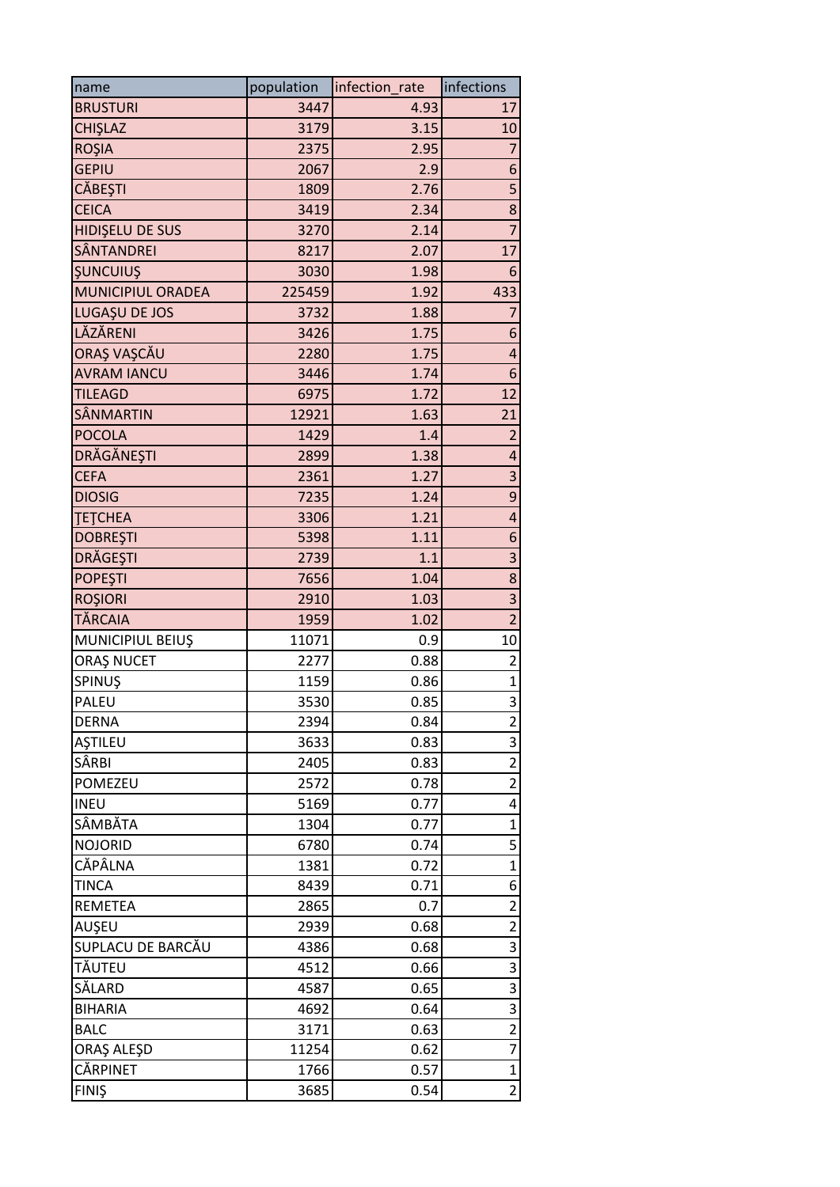| name | population | infection_rate | infections |
|---|---|---|---|
| BRUSTURI | 3447 | 4.93 | 17 |
| CHIŞLAZ | 3179 | 3.15 | 10 |
| ROŞIA | 2375 | 2.95 | 7 |
| GEPIU | 2067 | 2.9 | 6 |
| CĂBEŞTI | 1809 | 2.76 | 5 |
| CEICA | 3419 | 2.34 | 8 |
| HIDIŞELU DE SUS | 3270 | 2.14 | 7 |
| SÂNTANDREI | 8217 | 2.07 | 17 |
| ŞUNCUIUŞ | 3030 | 1.98 | 6 |
| MUNICIPIUL ORADEA | 225459 | 1.92 | 433 |
| LUGAŞU DE JOS | 3732 | 1.88 | 7 |
| LĂZĂRENI | 3426 | 1.75 | 6 |
| ORAŞ VAŞCĂU | 2280 | 1.75 | 4 |
| AVRAM IANCU | 3446 | 1.74 | 6 |
| TILEAGD | 6975 | 1.72 | 12 |
| SÂNMARTIN | 12921 | 1.63 | 21 |
| POCOLA | 1429 | 1.4 | 2 |
| DRĂGĂNEŞTI | 2899 | 1.38 | 4 |
| CEFA | 2361 | 1.27 | 3 |
| DIOSIG | 7235 | 1.24 | 9 |
| ŢEŢCHEA | 3306 | 1.21 | 4 |
| DOBREŞTI | 5398 | 1.11 | 6 |
| DRĂGEŞTI | 2739 | 1.1 | 3 |
| POPEŞTI | 7656 | 1.04 | 8 |
| ROŞIORI | 2910 | 1.03 | 3 |
| TĂRCAIA | 1959 | 1.02 | 2 |
| MUNICIPIUL BEIUŞ | 11071 | 0.9 | 10 |
| ORAŞ NUCET | 2277 | 0.88 | 2 |
| SPINUŞ | 1159 | 0.86 | 1 |
| PALEU | 3530 | 0.85 | 3 |
| DERNA | 2394 | 0.84 | 2 |
| AŞTILEU | 3633 | 0.83 | 3 |
| SÂRBI | 2405 | 0.83 | 2 |
| POMEZEU | 2572 | 0.78 | 2 |
| INEU | 5169 | 0.77 | 4 |
| SÂMBĂTA | 1304 | 0.77 | 1 |
| NOJORID | 6780 | 0.74 | 5 |
| CĂPÂLNA | 1381 | 0.72 | 1 |
| TINCA | 8439 | 0.71 | 6 |
| REMETEA | 2865 | 0.7 | 2 |
| AUŞEU | 2939 | 0.68 | 2 |
| SUPLACU DE BARCĂU | 4386 | 0.68 | 3 |
| TĂUTEU | 4512 | 0.66 | 3 |
| SĂLARD | 4587 | 0.65 | 3 |
| BIHARIA | 4692 | 0.64 | 3 |
| BALC | 3171 | 0.63 | 2 |
| ORAŞ ALEŞD | 11254 | 0.62 | 7 |
| CĂRPINET | 1766 | 0.57 | 1 |
| FINIŞ | 3685 | 0.54 | 2 |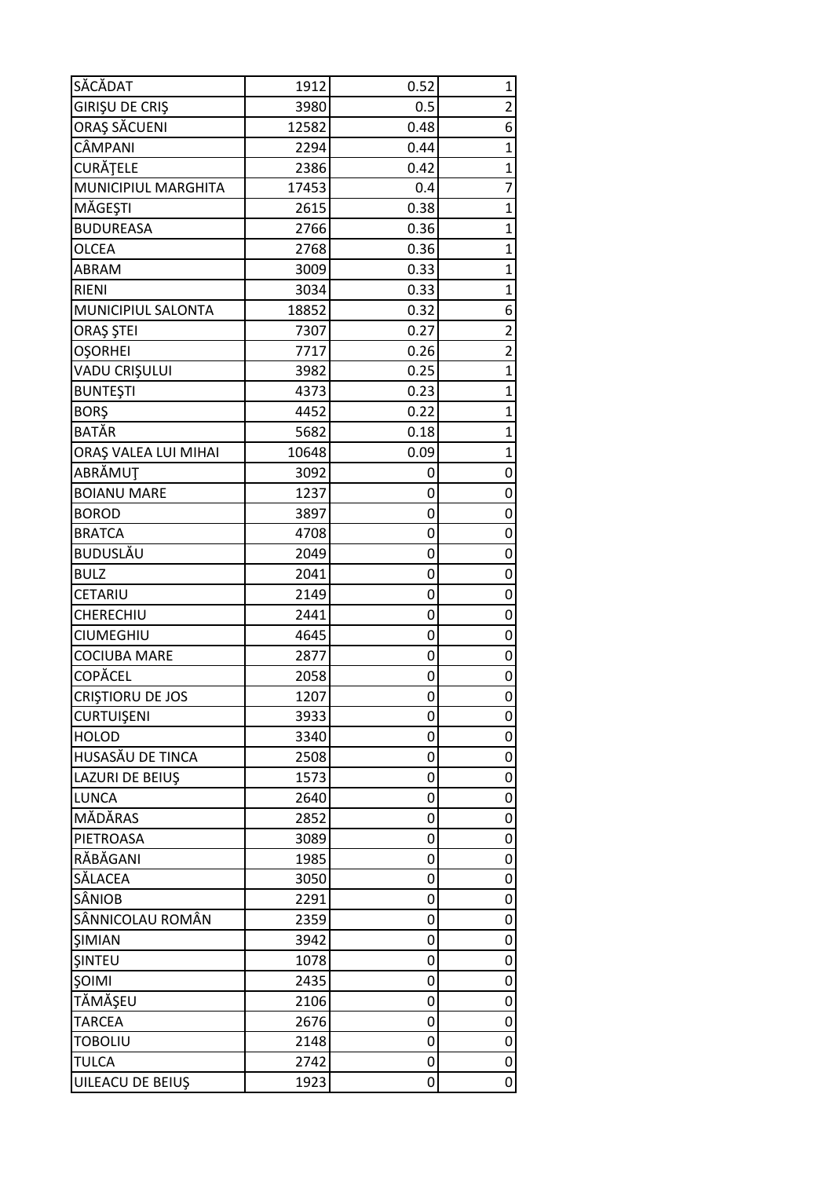| | | | |
|---|---|---|---|
| SĂCĂDAT | 1912 | 0.52 | 1 |
| GIRIŞU DE CRIŞ | 3980 | 0.5 | 2 |
| ORAŞ SĂCUENI | 12582 | 0.48 | 6 |
| CÂMPANI | 2294 | 0.44 | 1 |
| CURĂŢELE | 2386 | 0.42 | 1 |
| MUNICIPIUL MARGHITA | 17453 | 0.4 | 7 |
| MĂGEŞTI | 2615 | 0.38 | 1 |
| BUDUREASA | 2766 | 0.36 | 1 |
| OLCEA | 2768 | 0.36 | 1 |
| ABRAM | 3009 | 0.33 | 1 |
| RIENI | 3034 | 0.33 | 1 |
| MUNICIPIUL SALONTA | 18852 | 0.32 | 6 |
| ORAŞ ŞTEI | 7307 | 0.27 | 2 |
| OŞORHEI | 7717 | 0.26 | 2 |
| VADU CRIŞULUI | 3982 | 0.25 | 1 |
| BUNTEŞTI | 4373 | 0.23 | 1 |
| BORŞ | 4452 | 0.22 | 1 |
| BATĂR | 5682 | 0.18 | 1 |
| ORAŞ VALEA LUI MIHAI | 10648 | 0.09 | 1 |
| ABRĂMUŢ | 3092 | 0 | 0 |
| BOIANU MARE | 1237 | 0 | 0 |
| BOROD | 3897 | 0 | 0 |
| BRATCA | 4708 | 0 | 0 |
| BUDUSLĂU | 2049 | 0 | 0 |
| BULZ | 2041 | 0 | 0 |
| CETARIU | 2149 | 0 | 0 |
| CHERECHIU | 2441 | 0 | 0 |
| CIUMEGHIU | 4645 | 0 | 0 |
| COCIUBA MARE | 2877 | 0 | 0 |
| COPĂCEL | 2058 | 0 | 0 |
| CRIŞTIORU DE JOS | 1207 | 0 | 0 |
| CURTUIŞENI | 3933 | 0 | 0 |
| HOLOD | 3340 | 0 | 0 |
| HUSASĂU DE TINCA | 2508 | 0 | 0 |
| LAZURI DE BEIUŞ | 1573 | 0 | 0 |
| LUNCA | 2640 | 0 | 0 |
| MĂDĂRAS | 2852 | 0 | 0 |
| PIETROASA | 3089 | 0 | 0 |
| RĂBĂGANI | 1985 | 0 | 0 |
| SĂLACEA | 3050 | 0 | 0 |
| SÂNIOB | 2291 | 0 | 0 |
| SÂNNICOLAU ROMÂN | 2359 | 0 | 0 |
| ŞIMIAN | 3942 | 0 | 0 |
| ŞINTEU | 1078 | 0 | 0 |
| ŞOIMI | 2435 | 0 | 0 |
| TĂMĂŞEU | 2106 | 0 | 0 |
| TARCEA | 2676 | 0 | 0 |
| TOBOLIU | 2148 | 0 | 0 |
| TULCA | 2742 | 0 | 0 |
| UILEACU DE BEIUŞ | 1923 | 0 | 0 |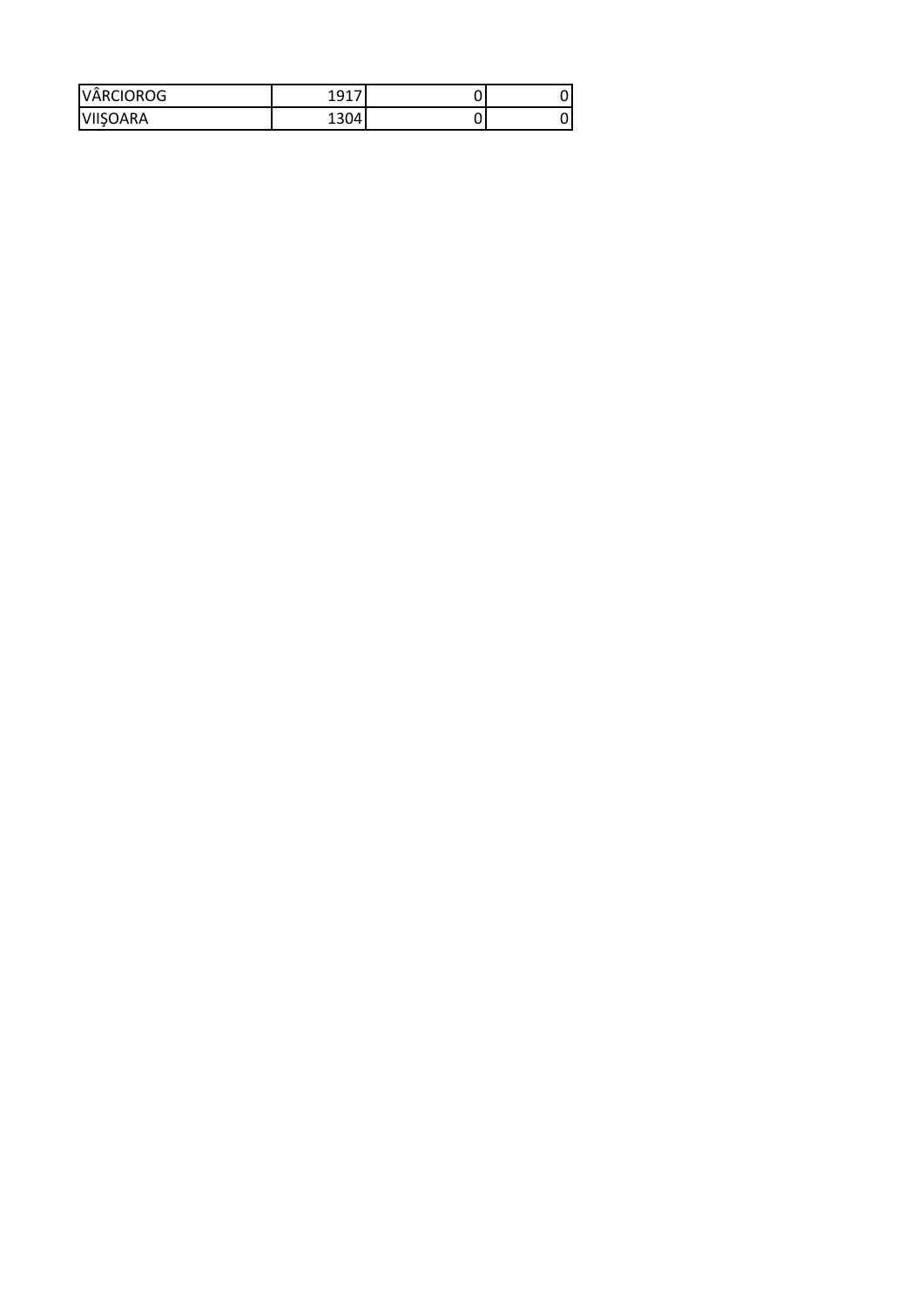| | | | |
|---|---|---|---|
| VÂRCIOROG | 1917 | 0 | 0 |
| VIIŞOARA | 1304 | 0 | 0 |